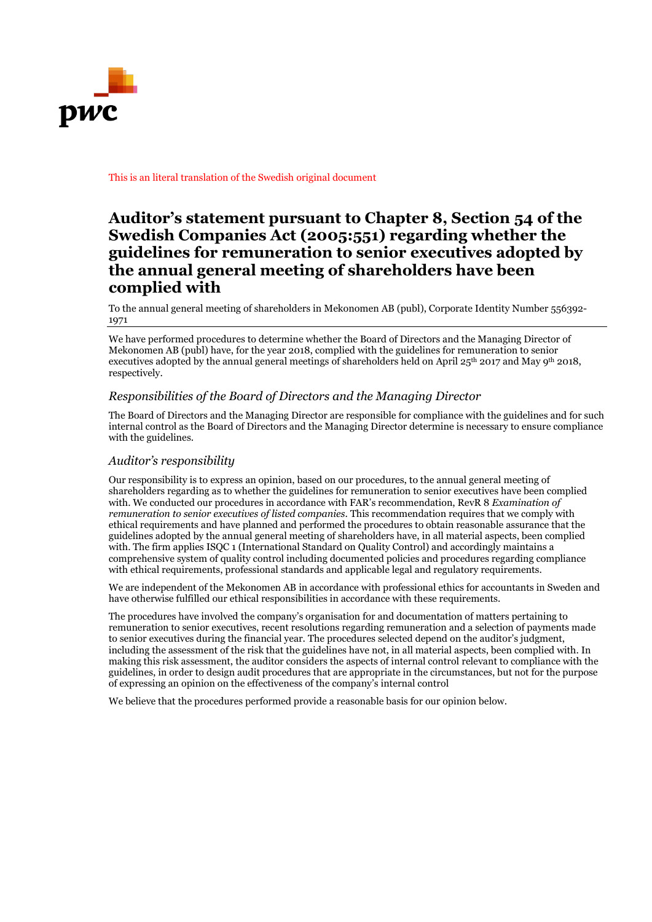This is an literal translation of the Swedish original document

# Auditor's statement pursuant to Chapter 8, Section 54 of the Swedish Companies Act (2005:551) regarding whether the guidelines for remuneration to senior executives adopted by the annual general meeting of shareholders have been complied with

To the annual general meeting of shareholders in Mekonomen AB (publ), Corporate Identity Number 556392-1971

---

We have performed procedures to determine whether the Board of Directors and the Managing Director of Mekonomen AB (publ) have, for the year 2018, complied with the guidelines for remuneration to senior executives adopted by the annual general meetings of shareholders held on April 25th 2017 and May 9th 2018, respectively.

## *Responsibilities of the Board of Directors and the Managing Director*

The Board of Directors and the Managing Director are responsible for compliance with the guidelines and for such internal control as the Board of Directors and the Managing Director determine is necessary to ensure compliance with the guidelines.

## *Auditor's responsibility*

Our responsibility is to express an opinion, based on our procedures, to the annual general meeting of shareholders regarding as to whether the guidelines for remuneration to senior executives have been complied with. We conducted our procedures in accordance with FAR's recommendation, RevR 8 *Examination of remuneration to senior executives of listed companies*. This recommendation requires that we comply with ethical requirements and have planned and performed the procedures to obtain reasonable assurance that the guidelines adopted by the annual general meeting of shareholders have, in all material aspects, been complied with. The firm applies ISQC 1 (International Standard on Quality Control) and accordingly maintains a comprehensive system of quality control including documented policies and procedures regarding compliance with ethical requirements, professional standards and applicable legal and regulatory requirements.

We are independent of the Mekonomen AB in accordance with professional ethics for accountants in Sweden and have otherwise fulfilled our ethical responsibilities in accordance with these requirements.

The procedures have involved the company's organisation for and documentation of matters pertaining to remuneration to senior executives, recent resolutions regarding remuneration and a selection of payments made to senior executives during the financial year. The procedures selected depend on the auditor's judgment, including the assessment of the risk that the guidelines have not, in all material aspects, been complied with. In making this risk assessment, the auditor considers the aspects of internal control relevant to compliance with the guidelines, in order to design audit procedures that are appropriate in the circumstances, but not for the purpose of expressing an opinion on the effectiveness of the company's internal control

We believe that the procedures performed provide a reasonable basis for our opinion below.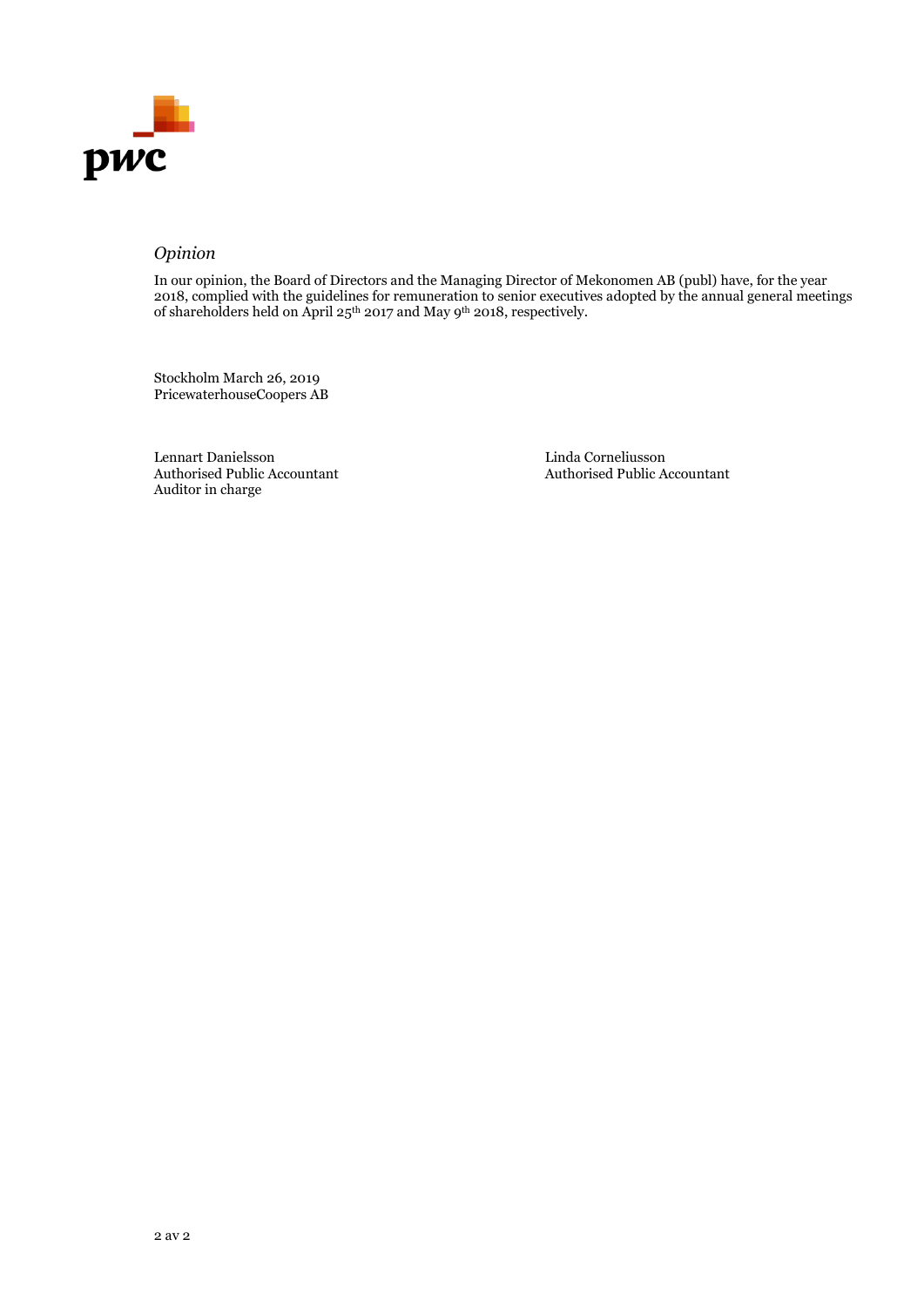*Opinion*

In our opinion, the Board of Directors and the Managing Director of Mekonomen AB (publ) have, for the year 2018, complied with the guidelines for remuneration to senior executives adopted by the annual general meetings of shareholders held on April 25th 2017 and May 9th 2018, respectively.

Stockholm March 26, 2019
PricewaterhouseCoopers AB

Lennart Danielsson
Authorised Public Accountant
Auditor in charge

Linda Corneliusson
Authorised Public Accountant